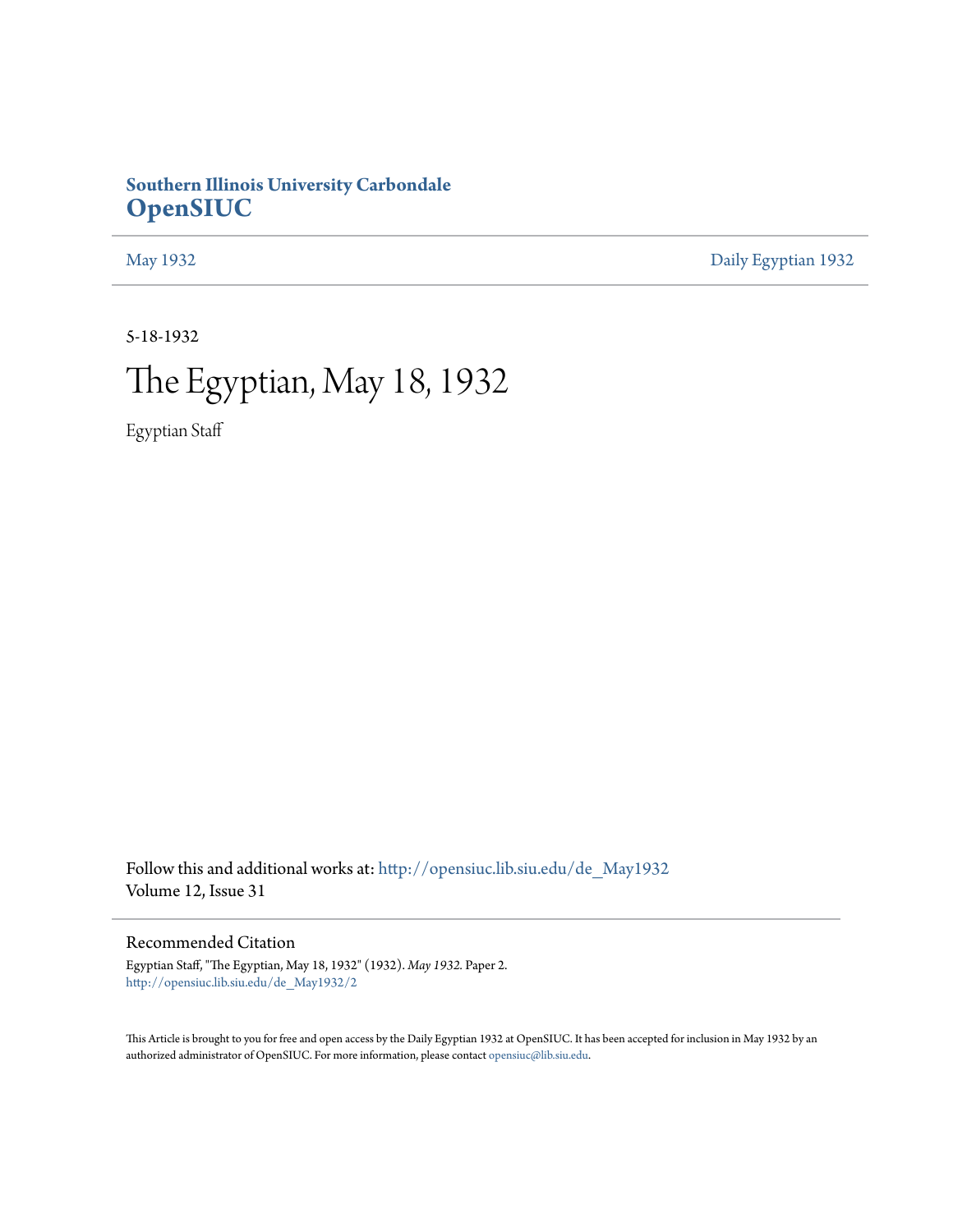**Southern Illinois University Carbondale**
## OpenSIUC

May 1932 | Daily Egyptian 1932

5-18-1932

# The Egyptian, May 18, 1932

Egyptian Staff

Follow this and additional works at: http://opensiuc.lib.siu.edu/de_May1932
Volume 12, Issue 31

### Recommended Citation

Egyptian Staff, "The Egyptian, May 18, 1932" (1932). *May 1932.* Paper 2.
http://opensiuc.lib.siu.edu/de_May1932/2

This Article is brought to you for free and open access by the Daily Egyptian 1932 at OpenSIUC. It has been accepted for inclusion in May 1932 by an authorized administrator of OpenSIUC. For more information, please contact opensiuc@lib.siu.edu.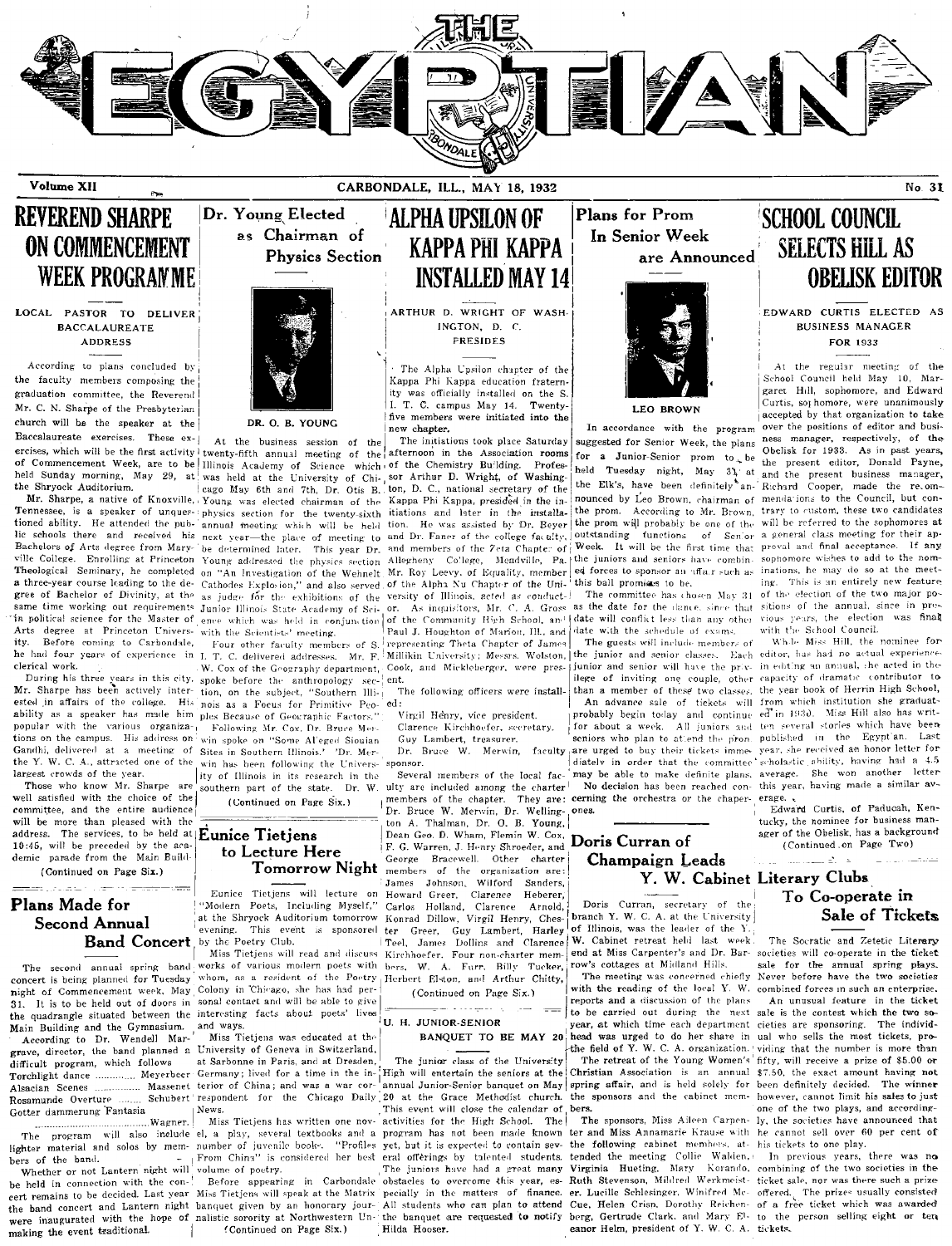# THE EGYPTIAN

Volume XII — CARBONDALE, ILL., MAY 18, 1932 — No. 31

## REVEREND SHARPE ON COMMENCEMENT WEEK PROGRAMME

### LOCAL PASTOR TO DELIVER BACCALAUREATE ADDRESS

According to plans concluded by the faculty members composing the graduation committee, the Reverend Mr. C. N. Sharpe of the Presbyterian church will be the speaker at the Baccalaureate exercises. These exercises, which will be the first activity of Commencement Week, are to be held Sunday morning, May 29, at the Shryock Auditorium.

Mr. Sharpe, a native of Knoxville, Tennessee, is a speaker of unquestioned ability. He attended the public schools there and received his Bachelors of Arts degree from Maryville College. Enrolling at Princeton Theological Seminary, he completed a three-year course leading to the degree of Bachelor of Divinity, at the same time working out requirements in political science for the Master of Arts degree at Princeton University. Before coming to Carbondale, he had four years of experience in clerical work.

During his three years in this city, Mr. Sharpe has been actively interested in affairs of the college. His ability as a speaker has made him popular with the various organizations on the campus. His address on Gandhi, delivered at a meeting of the Y. W. C. A., attracted one of the largest crowds of the year.

Those who know Mr. Sharpe are well satisfied with the choice of the committee, and the entire audience will be more than pleased with the address. The services, to be held at 10:45, will be preceded by the academic parade from the Main Building.

(Continued on Page Six.)

## Plans Made for Second Annual Band Concert

The second annual spring band concert is being planned for Tuesday night of Commencement week, May 31. It is to be held out of doors in the quadrangle situated between the Main Building and the Gymnasium.

According to Dr. Wendell Margrave, director, the band planned a difficult program, which follows

Torchlight dance .............. Meyerbeer
Alsacian Scenes .............. Massenet
Rosamunde Overture .......... Schubert
Gotter dammerung Fantasia .................. Wagner.

The program will also include lighter material and solos by members of the band.

Whether or not Lantern night will be held in connection with the concert remains to be decided. Last year the band concert and Lantern night were inaugurated with the hope of making the event traditional.

## Dr. Young Elected as Chairman of Physics Section

DR. O. B. YOUNG

At the business session of the twenty-fifth annual meeting of the Illinois Academy of Science which was held at the University of Chicago May 6th and 7th, Dr. Otis B. Young was elected chairman of the physics section for the twenty-sixth annual meeting which will be held next year—the place of meeting to be determined later. This year Dr. Young addressed the physics section on "An Investigation of the Wehnelt Cathodes Explosion," and also served as judge for the exhibitions of the Junior Illinois State Academy of Science which was held in conjunction with the Scientists' meeting.

Four other faculty members of S. I. T. C. delivered addresses. Mr. F. W. Cox of the Geography department, spoke before the anthropology section, on the subject, "Southern Illinois as a Focus for Primitive Peoples Because of Geographic Factors."

Following Mr. Cox, Dr. Bruce Merwin spoke on "Some Alleged Siouian Sites in Southern Illinois." Dr. Merwin has been following the University of Illinois in its research in the southern part of the state. Dr. W.

(Continued on Page Six.)

## Eunice Tietjens to Lecture Here Tomorrow Night

Eunice Tietjens will lecture on "Modern Poets, Including Myself," at the Shryock Auditorium tomorrow evening. This event is sponsored by the Poetry Club.

Miss Tietjens will read and discuss works of various modern poets with whom, as a resident of the Poetry Colony in Chicago, she has had personal contact and will be able to give interesting facts about poets' lives and ways.

Miss Tietjens was educated at the University of Geneva in Switzerland, at Sarbonne in Paris, and at Dresden, Germany; lived for a time in the interior of China; and was a war correspondent for the Chicago Daily News.

Miss Tietjens has written one novel, a play, several textbooks and a number of juvenile books. "Profiles From China" is considered her best volume of poetry.

Before appearing in Carbondale Miss Tietjens will speak at the Matrix banquet given by an honorary journalistic sorority at Northwestern Un-

(Continued on Page Six.)

## ALPHA UPSILON OF KAPPA PHI KAPPA INSTALLED MAY 14

### ARTHUR D. WRIGHT OF WASHINGTON, D. C. PRESIDES

The Alpha Upsilon chapter of the Kappa Phi Kappa education fraternity was officially installed on the S. I. T. C. campus May 14. Twenty-five members were initiated into the new chapter.

The initiations took place Saturday afternoon in the Association rooms of the Chemistry Building. Professor Arthur D. Wright, of Washington, D. C., national secretary of the Kappa Phi Kappa, presided in the initiations and later in the installation. He was assisted by Dr. Beyer and Dr. Faner of the college faculty, and members of the Zeta Chapter of Allegheny College, Mendville, Pa. Mr. Roy Leevy, of Equality, member of the Alpha Nu Chapter of the University of Illinois, acted as conductor. As inquisitors, Mr. C. A. Gross of the Community High School, and Paul J. Houghton of Marion, Ill., and representing Theta Chapter of James Millikin University; Messrs. Wolston, Cook, and Mickleberger, were present.

The following officers were installed:

Virgil Henry, vice president.
Clarence Kirchhoefer, secretary.
Guy Lambert, treasurer.
Dr. Bruce W. Merwin, faculty sponsor.

Several members of the local faculty are included among the charter members of the chapter. They are: Dr. Bruce W. Merwin, Dr. Wellington A. Thalman, Dr. O. B. Young, Dean Geo. D. Wham, Flemin W. Cox, F. G. Warren, J. Henry Shroeder, and George Bracewell. Other charter members of the organization are: James Johnson, Wilford Sanders, Howard Greer, Clarence Heberer, Carlos Holland, Clarence Arnold, Konrad Dillow, Virgil Henry, Chester Greer, Guy Lambert, Harley Teel, James Dollins and Clarence Kirchhoefer. Four non-charter members, W. A. Furr, Billy Tucker, Herbert Elston, and Arthur Chitty,

(Continued on Page Six.)

## U. H. JUNIOR-SENIOR BANQUET TO BE MAY 20

The junior class of the University High will entertain the seniors at the annual Junior-Senior banquet on May 20 at the Grace Methodist church. This event will close the calendar of activities for the High School. The program has not been made known yet, but it is expected to contain several offerings by talented students. The juniors have had a great many obstacles to overcome this year, especially in the matters of finance. All students who can plan to attend the banquet are requested to notify Hilda Hooser.

## Plans for Prom In Senior Week are Announced

LEO BROWN

In accordance with the program suggested for Senior Week, the plans for a Junior-Senior prom to be held Tuesday night, May 31 at the Elk's, have been definitely announced by Leo Brown, chairman of the prom. According to Mr. Brown, the prom will probably be one of the outstanding functions of Senior Week. It will be the first time that the juniors and seniors have combined forces to sponsor an affair such as this ball promises to be.

The committee has chosen May 31 as the date for the dance, since that date will conflict less than any other date with the schedule of exams.

The guests will include members of the junior and senior classes. Each junior and senior will have the privilege of inviting one couple, other than a member of these two classes.

An advance sale of tickets will probably begin today and continue for about a week. All juniors and seniors who plan to attend the prom are urged to buy their tickets immediately in order that the committee may be able to make definite plans.

No decision has been reached concerning the orchestra or the chaperones.

## Doris Curran of Champaign Leads Y. W. Cabinet

Doris Curran, secretary of the branch Y. W. C. A. at the University of Illinois, was the leader of the Y. W. Cabinet retreat held last week end at Miss Carpenter's and Dr. Barrow's cottages at Midland Hills.

The meeting was concerned chiefly with the reading of the local Y. W. reports and a discussion of the plans to be carried out during the next year, at which time each department head was urged to do her share in the field of Y. W. C. A. organization.

The retreat of the Young Women's Christian Association is an annual spring affair, and is held solely for the sponsors and the cabinet members.

The sponsors, Miss Aileen Carpenter and Miss Annamarie Krause with the following cabinet members, attended the meeting Collie Walden, Virginia Hueting, Mary Korando, Ruth Stevenson, Mildred Werkmeister, Lucille Schlesinger, Winifred McCue, Helen Crisp, Dorothy Reichenberg, Gertrude Clark, and Mary Eleanor Helm, president of Y. W. C. A.

## SCHOOL COUNCIL SELECTS HILL AS OBELISK EDITOR

### EDWARD CURTIS ELECTED AS BUSINESS MANAGER FOR 1933

At the regular meeting of the School Council held May 10, Margaret Hill, sophomore, and Edward Curtis, sophomore, were unanimously accepted by that organization to take over the positions of editor and business manager, respectively, of the Obelisk for 1933. As in past years, the present editor, Donald Payne, and the present business manager, Richard Cooper, made the recommendations to the Council, but contrary to custom, these two candidates will be referred to the sophomores at a general class meeting for their approval and final acceptance. If any sophomore wishes to add to the nominations, he may do so at the meeting. This is an entirely new feature of the election of the two major positions of the annual, since in previous years, the election was final with the School Council.

While Miss Hill, the nominee for editor, has had no actual experience in editing an annual, she acted in the capacity of dramatic contributor to the year book of Herrin High School, from which institution she graduated in 1930. Miss Hill also has written several stories which have been published in the Egyptian. Last year, she received an honor letter for scholastic ability, having had a 4.5 average. She won another letter this year, having made a similar average.

Edward Curtis, of Paducah, Kentucky, the nominee for business manager of the Obelisk, has a background

(Continued on Page Two)

## Literary Clubs To Co-operate in Sale of Tickets

The Socratic and Zetetic Literary societies will co-operate in the ticket sale for the annual spring plays. Never before have the two societies combined forces in such an enterprise.

An unusual feature in the ticket sale is the contest which the two societies are sponsoring. The individual who sells the most tickets, providing that the number is more than fifty, will receive a prize of $5.00 or $7.50, the exact amount having not been definitely decided. The winner however, cannot limit his sales to just one of the two plays, and accordingly, the societies have announced that he cannot sell over 60 per cent of his tickets to one play.

In previous years, there was no combining of the two societies in the ticket sale, nor was there such a prize offered. The prizes usually consisted of a free ticket which was awarded to the person selling eight or ten tickets.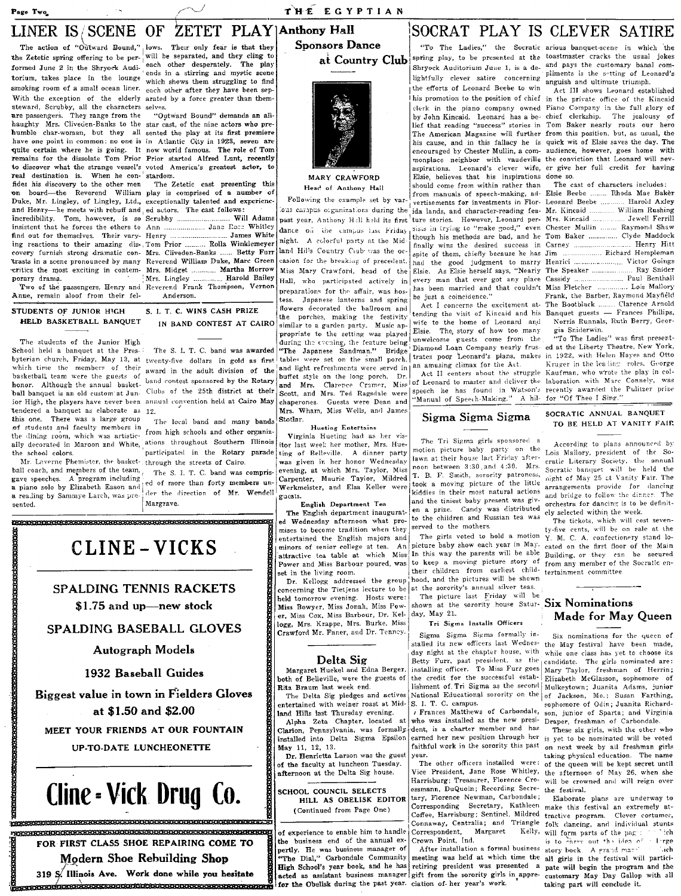# LINER IS SCENE OF ZETET PLAY

The action of "Outward Bound," the Zetetic spring offering to be performed June 2 in the Shryock Auditorium, takes place in the lounge smoking room of a small ocean liner. With the exception of the elderly steward, Scrubby, all the characters are passengers. They range from the haughty Mrs. Cliveden-Banks to the humble char-woman, but they all have one point in common: no one is quite certain where he is going. It remains for the dissolate Tom Prior to discover what the strange vessel's real destination is. When he confides his discovery to the other men on board—the Reverend William Duke, Mr. Lingley, of Lingley, Ltd., and Henry—he meets with rebuff and incredibility. Tom, however, is so insistent that he forces the others to find out for themselves. Their varying reactions to their amazing discovery furnish strong dramatic contrasts in a scene pronounced by many critics the most exciting in contemporary drama.

Two of the passengers, Henry and Anne, remain aloof from their fellows. Their only fear is that they will be separated, and they cling to each other desperately. The play ends in a stirring and mystic scene which shows them struggling to find each other after they have been separated by a force greater than themselves.

"Outward Bound" demands an all-star cast, of the nine actors who presented the play at its first premiere in Atlantic City in 1923, seven are now world famous. The role of Tom Prior started Alfred Lunt, recently voted America's greatest actor, to stardom.

The Zetetic cast presenting this play is comprised of a number of exceptionally talented and experienced actors. The cast follows:

Scrubby .......... Will Adams
Ann .......... Jane Ross Whitley
Henry .......... James White
Tom Prior .......... Rolla Winklemeyer
Mrs. Cliveden-Banks .......... Betty Furr
Reverend William Duke, Marc Green
Mrs. Midget .......... Martha Morrow
Mrs. Lingley .......... Harold Bailey
Reverend Frank Thompson, Vernon Anderson.

## STUDENTS OF JUNIOR HIGH HELD BASKETBALL BANQUET

The students of the Junior High School held a banquet at the Presbyterian church, Friday, May 13, at which time the members of their basketball team were the guests of honor. Although the annual basketball banquet is an old custom at Junior High, the players have never been tendered a banquet as elaborate as this one. There was a large group of students and faculty members in the dining room, which was artistically decorated in Maroon and White, the school colors.

Mr. Laverne Phemister, the basketball coach, and members of the team, gave speeches. A program including a piano solo by Elizabeth Eason and a reading by Sammye Larch, was presented.

## S. I. T. C. WINS CASH PRIZE IN BAND CONTEST AT CAIRO

The S. I. T. C. band was awarded twenty-five dollars in gold as first award in the adult division of the band contest sponsored by the Rotary Clubs of the 25th district at their annual convention held at Cairo May 12.

The local band and many bands from high schools and other organizations throughout Southern Illinois participated in the Rotary parade through the streets of Cairo.

The S. I. T. C. band was comprised of more than forty members under the direction of Mr. Wendell Margrave.

---

# CLINE - VICKS

**SPALDING TENNIS RACKETS**
**$1.75 and up—new stock**

**SPALDING BASEBALL GLOVES**

**Autograph Models**

**1932 Baseball Guides**

**Biggest value in town in Fielders Gloves at $1.50 and $2.00**

**MEET YOUR FRIENDS AT OUR FOUNTAIN**

**UP-TO-DATE LUNCHEONETTE**

# Cline - Vick Drug Co.

---

**FOR FIRST CLASS SHOE REPAIRING COME TO**
**Modern Shoe Rebuilding Shop**
**319 S. Illinois Ave. Work done while you hesitate**

---

# Anthony Hall Sponsors Dance at Country Club

MARY CRAWFORD
Head of Anthony Hall

Following the example set by various campus organizations during the past year, Anthony Hall held its first dance off the campus last Friday night. A colorful party at the Midland Hills Country Club was the occasion for the breaking of precedent. Miss Mary Crawford, head of the Hall, who participated actively in preparations for the affair, was hostess. Japanese lanterns and spring flowers decorated the ballroom and the porches, making the festivity similar to a garden party. Music appropriate to the setting was played during the evening, the feature being "The Japanese Sandman." Bridge tables were set on the small porch, and light refreshments were served in buffet style on the long porch. Dr. and Mrs. Clarence Cramer, Miss Scott, and Mrs. Ted Ragsdale were chaperones. Guests were Dean and Mrs. Wham, Miss Wells, and James Stotlar.

### Hueting Entertains

Virginia Hueting had as her visitor last week her mother, Mrs. Hueting of Belleville. A dinner party was given in her honor Wednesday evening, at which Mrs. Taylor, Miss Carpenter, Maurie Taylor, Mildred Werkmeister, and Elsa Keller were guests.

### English Department Tea

The English department inaugurated Wednesday afternoon what promises to become tradition when they entertained the English majors and minors of senior college at tea. An attractive tea table at which Miss Power and Miss Barbour poured, was set in the living room.

Dr. Kellogg addressed the group concerning the Tietjens lecture to be held tomorrow evening. Hosts were: Miss Bowyer, Miss Jonah, Miss Power, Miss Cox, Miss Barbour, Dr. Kellogg, Mrs. Krappe, Mrs. Burke, Miss Crawford Mr. Faner, and Dr. Tenney.

## Delta Sig

Margaret Huekel and Edna Berger, both of Belleville, were the guests of Rita Braum last week end.

The Delta Sig pledges and actives entertained with weiner roast at Midland Hills last Thursday evening.

Alpha Zeta Chapter, located at Clarion, Pennsylvania, was formally installed into Delta Sigma Epsilon May 11, 12, 13.

Dr. Henrietta Larson was the guest of the faculty at luncheon Tuesday afternoon at the Delta Sig house.

## SCHOOL COUNCIL SELECTS HILL AS OBELISK EDITOR

(Continued from Page One)

of experience to enable him to handle the business end of the annual expertly. He was business manager of "The Dial," Carbondale Community High School's year book, and he has acted as assistant business manager for the Obelisk during the past year.

# SOCRAT PLAY IS CLEVER SATIRE

"To The Ladies," the Socratic spring play, to be presented at the Shryock Auditorium June 1, is a delightfully clever satire concerning the efforts of Leonard Beebe to win his promotion to the position of chief clerk in the piano company owned by John Kincaid. Leonard has a belief that reading "success" stories in The American Magazine will further his cause, and in this fallacy he is encouraged by Chester Mullin, a commonplace neighbor with vaudeville aspirations. Leonard's clever wife, Elsie, believes that his inspirations should come from within rather than from manuals of speech-making, advertisements for investments in Florida lands, and character-reading feature stories. However, Leonard persists in trying to "make good," even though his methods are bad, and he finally wins the desired success in spite of them, chiefly because he has had the good judgment to marry Elsie. As Elsie herself says, "Nearly every man that ever got any place has been married and that couldn't be just a coincidence."

Act I concerns the excitement attending the visit of Kincaid and his wife to the home of Leonard and Elsie. The story of how too many unwelcome guests come from the Diamond Loan Company nearly frustrates poor Leonard's plans, makes an amusing climax for the Act.

Act II centers about the struggle of Leonard to master and deliver the speech he has found in Watson's "Manual of Speech-Making." A hilarious banquet-scene in which the toastmaster cracks the usual jokes and pays the customary banal compliments is the setting of Leonard's anguish and ultimate triumph.

Act III shows Leonard established in the private office of the Kincaid Piano Company in the full glory of chief clerkship. The jealousy of Tom Baker nearly routs our hero from this position, but, as usual, the quick wit of Elsie saves the day. The audience, however, goes home with the conviction that Leonard will never give her full credit for having done so.

The cast of characters includes:

Elsie Beebe .......... Rhoda Mae Baker
Leonard Beebe .......... Harold Axley
Mr. Kincaid .......... William Rushing
Mrs. Kincaid .......... Jewell Ferrill
Chester Mullin .......... Raymond Shaw
Tom Baker .......... Clyde Maddock
Carney .......... Henry Hitt
Jim .......... Richard Hempleman
Henrici .......... Victor Goings
The Speaker .......... Ray Snider
Cassidy .......... Paul Benthall
Miss Fletcher .......... Lois Mallory
Frank, the Barber, Raymond Mayfield
The Bootblack .......... Clarence Arnold
Banquet guests — Frances Phillips, Norris Runnals, Ruth Berry, Georgia Sniderwin.

"To The Ladies" was first presented at the Liberty Theatre, New York, in 1922, with Helen Hayes and Otto Kruger in the leading roles. George Kaufman, who wrote the play in collaboration with Marc Connely, was recently awarded the Pulitzer prize for "Of Thee I Sing."

## Sigma Sigma Sigma

The Tri Sigma girls sponsored a motion picture baby party on the lawn at their house last Friday afternoon between 3:30 and 4:30. Mrs. T. B. F. Smith, sorority patroness, took a moving picture of the little kiddies in their most natural actions and the tiniest baby present was given a prize. Candy was distributed to the children and Russian tea was served to the mothers.

The girls voted to hold a motion picture baby show each year in May. In this way the parents will be able to keep a moving picture story of their children from earliest childhood, and the pictures will be shown at the sorority's annual silver teas.

The picture last Friday will be shown at the sorority house Saturday, May 21.

### Tri Sigma Installs Officers

Sigma Sigma Sigma formally installed its new officers last Wednesday night at the chapter house, with Betty Furr, past president, as the installing officer. To Miss Furr goes the credit for the successful establishment of Tri Sigma as the second National Educational sorority on the S. I. T. C. campus.

Frances Matthews of Carbondale, who was installed as the new president, is a charter member and has earned her new position through her faithful work in the sorority this past year.

The other officers installed were: Vice President, Jane Rose Whitley, Harrisburg; Treasurer, Florence Croessmann, DuQuoin; Recording Secretary, Florence Newman, Carbondale; Corresponding Secretary, Kathleen Coffee, Harrisburg; Sentinel, Mildred Connaway, Centralia; and Triangle Correspondent, Margaret Kelly, Crown Point, Ind.

After installation a formal business meeting was held at which time the retiring president was presented a gift from the sorority girls in appreciation of her year's work.

## SOCRATIC ANNUAL BANQUET TO BE HELD AT VANITY FAIR

According to plans announced by Lois Mallory, president of the Socratic Literary Society, the annual Socratic banquet will be held the night of May 25 at Vanity Fair. The arrangements provide for dancing and bridge to follow the dinner. The orchestra for dancing is to be definitely selected within the week.

The tickets, which will cost seventy-five cents, will be on sale at the Y. M. C. A. confectionery stand located on the first floor of the Main Building, or they can be secured from any member of the Socratic entertainment committee.

## Six Nominations Made for May Queen

Six nominations for the queen of the May festival have been made, while one class has yet to choose its candidate. The girls nominated are: Mary Taylor, freshman of Herrin; Elizabeth McGlasson, sophomore of Mulkeytown; Juanita Adams, junior of Jackson, Mo.; Susan Farthing, sophomore of Odin; Juanita Richardson, junior of Sparta; and Virginia Draper, freshman of Carbondale.

These six girls, with the other who is yet to be nominated will be voted on next week by all freshman girls taking physical education. The name of the queen will be kept secret until the afternoon of May 26, when she will be crowned and will reign over the festival.

Elaborate plans are underway to make this festival an extremely attractive program. Clever costumer, folk dancing, and individual stunts will form parts of the pag... ...ich is to carry out the idea of ... large story book. A grand mar... ...hich all girls in the festival will participate will begin the program and the customary May Day Gallop with all taking part will conclude it.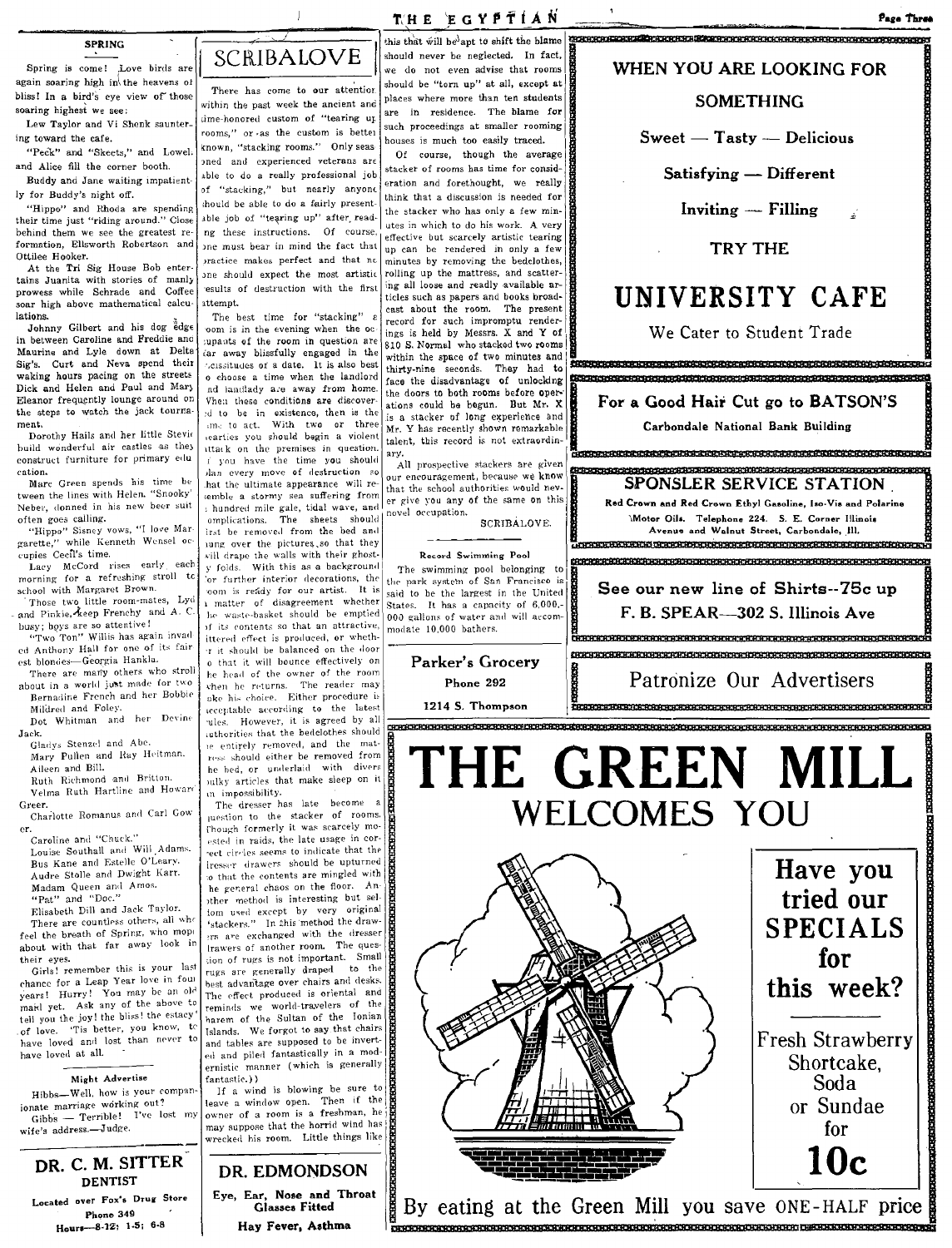## SPRING

Spring is come! Love birds are again soaring high in the heavens of bliss! In a bird's eye view of those soaring highest we see:

Lew Taylor and Vi Shenk sauntering toward the cafe.

"Peck" and "Skeets," and Lowel. and Alice fill the corner booth.

Buddy and Jane waiting impatiently for Buddy's night off.

"Hippo" and Rhoda are spending their time just "riding around." Close behind them we see the greatest reformation, Ellsworth Robertson and Ottilee Hooker.

At the Tri Sig House Bob entertains Juanita with stories of manly prowess while Schrade and Coffee soar high above mathematical calculations.

Johnny Gilbert and his dog edge in between Caroline and Freddie and Maurine and Lyle down at Delta Sig's. Curt and Neva spend their waking hours pacing on the streets Dick and Helen and Paul and Mary Eleanor frequently lounge around on the steps to watch the jack tournament.

Dorothy Hails and her little Stevie build wonderful air castles as they construct furniture for primary education.

Marc Green spends his time between the lines with Helen. "Snooky" Neber, donned in his new beer suit often goes calling.

"Hippo" Sisney vows, "I love Margarette," while Kenneth Wensel occupies Cecil's time.

Lacy McCord rises early each morning for a refreshing stroll to school with Margaret Brown.

Those two little room-mates, Lyd and Pinkie, keep Frenchy and A. C. busy; boys are so attentive!

"Two Ton" Willis has again invaded Anthony Hall for one of its fairest blondes—Georgia Hankla.

There are many others who stroll about in a world just made for two

Bernadine French and her Bobbie

Mildred and Foley.

Dot Whitman and her Devine Jack.

Gladys Stenzel and Abe.

Mary Fullen and Ray Heitman.

Aileen and Bill.

Ruth Richmond and Britton.

Velma Ruth Hartline and Howard Greer.

Charlotte Romanus and Carl Gower.

Caroline and "Chuck."

Louise Southall and Will Adams.

Bus Kane and Estelle O'Leary.

Audre Stolle and Dwight Karr.

Madam Queen and Amos.

"Pat" and "Doc."

Elisabeth Dill and Jack Taylor.

There are countless others, all who feel the breath of Spring, who mope about with that far away look in their eyes.

Girls! remember this is your last chance for a Leap Year love in four years! Hurry! You may be an old maid yet. Ask any of the above to tell you the joy! the bliss! the estacy of love. 'Tis better, you know, to have loved and lost than never to have loved at all.

### Might Advertise

Hibbs—Well, how is your companionate marriage working out?

Gibbs — Terrible! I've lost my wife's address.—Judge.

**DR. C. M. SITTER**
**DENTIST**
Located over Fox's Drug Store
Phone 349
Hours—8-12; 1-5; 6-8

## SCRIBALOVE

There has come to our attention within the past week the ancient and time-honored custom of "tearing up rooms," or as the custom is better known, "stacking rooms." Only seasoned and experienced veterans are able to do a really professional job of "stacking," but nearly anyone should be able to do a fairly presentable job of "tearing up" after reading these instructions. Of course, one must bear in mind the fact that practice makes perfect and that no one should expect the most artistic results of destruction with the first attempt.

The best time for "stacking" a room is in the evening when the occupants of the room in question are far away blissfully engaged in the vicissitudes of a date. It is also best to choose a time when the landlord and landlady are away from home. When these conditions are discovered to be in existence, then is the time to act. With two or three hearties you should begin a violent attack on the premises in question. If you have the time you should plan every move of destruction so that the ultimate appearance will resemble a stormy sea suffering from a hundred mile gale, tidal wave, and complications. The sheets should first be removed from the bed and hung over the pictures so that they will drape the walls with their ghostly folds. With this as a background for further interior decorations, the room is ready for our artist. It is a matter of disagreement whether the waste-basket should be emptied of its contents so that an attractive, littered effect is produced, or whether it should be balanced on the door so that it will bounce effectively on the head of the owner of the room when he returns. The reader may take his choice. Either procedure is acceptable according to the latest rules. However, it is agreed by all authorities that the bedclothes should be entirely removed, and the mattress should either be removed from the bed, or underlaid with divers bulky articles that make sleep on it an impossibility.

The dresser has late become a question to the stacker of rooms. Though formerly it was scarcely molested in raids, the late usage in correct circles seems to indicate that the dresser drawers should be upturned so that the contents are mingled with the general chaos on the floor. Another method is interesting but seldom used except by very original "stackers." In this method the drawers are exchanged with the dresser drawers of another room. The question of rugs is not important. Small rugs are generally draped to the best advantage over chairs and desks. The effect produced is oriental and reminds we world-travelers of the harem of the Sultan of the Ionian Islands. We forgot to say that chairs and tables are supposed to be inverted and piled fantastically in a modernistic manner (which is generally fantastic.))

If a wind is blowing be sure to leave a window open. Then if the owner of a room is a freshman, he may suppose that the horrid wind has wrecked his room. Little things like this that will be apt to shift the blame should never be neglected. In fact, we do not even advise that rooms should be "torn up" at all, except at places where more than ten students are in residence. The blame for such proceedings at smaller rooming houses is much too easily traced.

Of course, though the average stacker of rooms has time for consideration and forethought, we really think that a discussion is needed for the stacker who has only a few minutes in which to do his work. A very effective but scarcely artistic tearing up can be rendered in only a few minutes by removing the bedclothes, rolling up the mattress, and scattering all loose and readily available articles such as papers and books broadcast about the room. The present record for such impromptu renderings is held by Messrs. X and Y of 810 S. Normal who stacked two rooms within the space of two minutes and thirty-nine seconds. They had to face the disadvantage of unlocking the doors to both rooms before operations could be begun. But Mr. X is a stacker of long experience and Mr. Y has recently shown remarkable talent, this record is not extraordinary.

All prospective stackers are given our encouragement, because we know that the school authorities would never give you any of the same on this novel occupation.

SCRIBALOVE.

### Record Swimming Pool

The swimming pool belonging to the park system of San Francisco is said to be the largest in the United States. It has a capacity of 6,000,000 gallons of water and will accommodate 10,000 bathers.

**DR. EDMONDSON**
Eye, Ear, Nose and Throat
Glasses Fitted
Hay Fever, Asthma

**Parker's Grocery**
Phone 292
1214 S. Thompson

**WHEN YOU ARE LOOKING FOR SOMETHING**
Sweet — Tasty — Delicious
Satisfying — Different
Inviting — Filling
TRY THE
# UNIVERSITY CAFE
We Cater to Student Trade

**For a Good Hair Cut go to BATSON'S**
Carbondale National Bank Building

**SPONSLER SERVICE STATION**
Red Crown and Red Crown Ethyl Gasoline, Iso-Vis and Polarine Motor Oils. Telephone 224. S. E. Corner Illinois Avenue and Walnut Street, Carbondale, Ill.

**See our new line of Shirts--75c up**
**F. B. SPEAR—302 S. Illinois Ave**

Patronize Our Advertisers

# THE GREEN MILL
## WELCOMES YOU

**Have you tried our SPECIALS for this week?**

Fresh Strawberry Shortcake, Soda or Sundae for **10c**

By eating at the Green Mill you save ONE-HALF price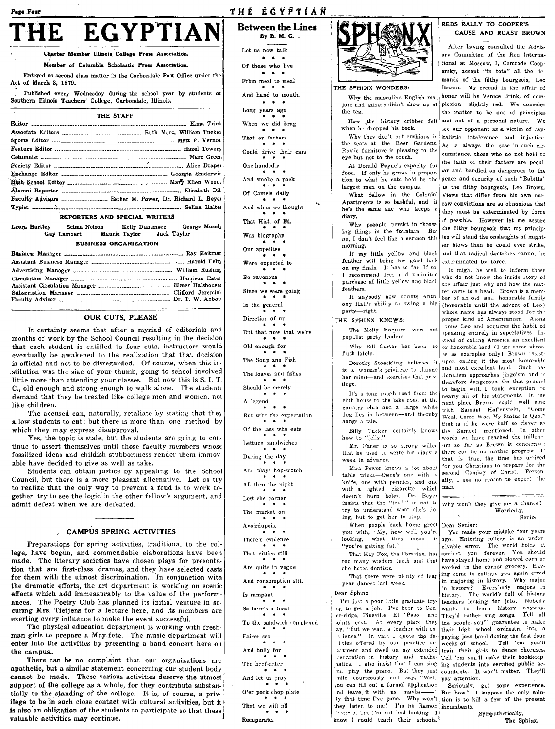# THE EGYPTIAN

Charter Member Illinois College Press Association.

Member of Columbia Scholastic Press Association.

Entered as second class matter in the Carbondale Post Office under the Act of March 3, 1879.

Published every Wednesday during the school year by students of Southern Illinois Teachers' College, Carbondale, Illinois.

## THE STAFF

| | |
|---|---|
| Editor | Elma Trieb |
| Associate Editors | Ruth Merz, William Tucker |
| Sports Editor | Matt P. Vernon |
| Feature Editor | Hazel Towery |
| Columnist | Marc Green |
| Society Editor | Alice Draper |
| Exchange Editor | Georgia Sniderwin |
| High School Editor | Mary Ellen Woods |
| Alumni Reporter | Elisabeth Dill |
| Faculty Advisors | Esther M. Power, Dr. Richard L. Beyer |
| Typist | Selina Halter |

### REPORTERS AND SPECIAL WRITERS

Leora Hardley — Selma Nelson — Kelly Dunsmore — George Mosely — Guy Lambert — Maurie Taylor — Jack Taylor

### BUSINESS ORGANIZATION

| | |
|---|---|
| Business Manager | Ray Heitman |
| Assistant Business Manager | Harold Felty |
| Advertising Manager | William Rushing |
| Circulation Manager | Harrison Eaton |
| Assistant Circulation Manager | Elmer Halshouser |
| Subscription Manager | Clifford Jeremiah |
| Faculty Advisor | Dr. T. W. Abbott |

## OUR CUTS, PLEASE

It certainly seems that after a myriad of editorials and months of work by the School Council resulting in the decision that each student is entitled to four cuts, instructors would eventually be awakened to the realization that that decision is official and not to be disregarded. Of course, when this institution was the size of your thumb, going to school involved little more than attending your classes. But now this is S. I. T. C., old enough and strong enough to walk alone. The students demand that they be treated like college men and women, not like children.

The accused can, naturally, retaliate by stating that they allow students to cut; but there is more than one method by which they may express disapproval.

Yes, the topic is stale, but the students are going to continue to assert themselves until those faculty members whose fossilized ideas and childish stubbornness render them immovable have decided to give as well as take.

Students can obtain justice by appealing to the School Council, but there is a more pleasant alternative. Let us try to realize that the only way to prevent a feud is to work together, try to see the logic in the other fellow's argument, and admit defeat when we are defeated.

## CAMPUS SPRING ACTIVITIES

Preparations for spring activities, traditional to the college, have begun, and commendable elaborations have been made. The literary societies have chosen plays for presentation that are first-class dramas, and they have selected casts for them with the utmost discrimination. In conjunction with the dramatic efforts, the art department is working on scenic effects which add immeasurably to the value of the performances. The Poetry Club has planned its initial venture in securing Mrs. Tietjens for a lecture here, and its members are exerting every influence to make the event successful.

The physical education department is working with freshman girls to prepare a May-fete. The music department will enter into the activities by presenting a band concert here on the campus.

There can be no complaint that our organizations are apathetic, but a similar statement concerning our student body cannot be made. These various activities deserve the utmost support of the college as a whole, for they contribute substantially to the standing of the college. It is, of course, a privilege to be in such close contact with cultural activities, but it is also an obligation of the students to participate so that these valuable activities may continue.

## Between the Lines

By B. M. G.

Let us now talk
\* \* \*
Of those who live
\* \* \*
From meal to meal
\* \* \*
And hand to mouth.
\* \* \*
Long years ago
\* \* \*
When we did brag
\* \* \*
That or fathers
\* \* \*
Could drive their cars
\* \* \*
One-handedly
\* \* \*
And smoke a pack
\* \* \*
Of Camels daily
\* \* \*
And when we thought
\* \* \*
That Hist. of Ed.
\* \* \*
Was biography
\* \* \*
Our appetites
\* \* \*
Were expected to
\* \* \*
Be ravenous
\* \* \*
Since we were going
\* \* \*
In the general
\* \* \*
Direction of up.
\* \* \*
But that now that we're
\* \* \*
Old enough for
\* \* \*
The Soup and Fish
\* \* \*
The loaves and fishes
\* \* \*
Should be merely
\* \* \*
A legend
\* \* \*
But with the expectation
\* \* \*
Of the lass who eats
\* \* \*
Lettuce sandwiches
\* \* \*
During the day
\* \* \*
And plays hop-scotch
\* \* \*
All thru the night
\* \* \*
Lest she corner
\* \* \*
The market on
\* \* \*
Avoirdupois,
\* \* \*
There's evidence
\* \* \*
That vittles still
\* \* \*
Are quite in vogue
\* \* \*
And consumption still
\* \* \*
Is rampant
\* \* \*
So here's a toast
\* \* \*
To the sandwich-complexed
\* \* \*
Fairer sex
\* \* \*
And bully for
\* \* \*
The beef-eater
\* \* \*
And let us pray
\* \* \*
O'er pork chop plate
\* \* \*
That we will all
\* \* \*
Recuperate.

## SPHINX

### THE SPHINX WONDERS:

Why the masculine English majors and minors didn't show up at the tea.

How the history cribber felt when he dropped his book.

Why they don't put cushions in the seats at the Beer Gardens. Rustic furniture is pleasing to the eye but not to the touch.

At Donald Payne's capacity for food. If only he grows in proportion to what he eats he'd be the largest man on the campus.

What fellow in the Colonial Apartments is so bashful, and if he's the same one who keeps a diary.

Why peeople persist in throwing things in the fountain. But no, I don't feel like a sermon this morning.

If my little yellow and black feather will bring me good luck on my finals. It has so far. If so, I recommend free and unlimited purchase of little yellow and black feathers.

If anybody now doubts Anthony Hall's ability to swing a big party—right.

### THE SPHINX KNOWS:

The Molly Maquires were not populist party leaders.

Why Bill Carter has been so flush lately.

Dorothy Stoeckling believes it is a woman's privilege to change her mind—and exercises that privilege.

It's a long rough road from the club house to the lake road at the country club and a large white dog lies in between—and thereby hangs a tale.

Billy Tucker certainly knows how to "jelly."

Mr. Faner is so strong willed that he used to write his diary a week in advance.

Miss Power knows a lot about table tricks—there's one with a knife, one with pennies, and one with a lighted cigarette which doesn't burn holes. Dr. Beyer insists that the "trick" is not to try to understand what she's doing, but to get her to stop.

When people back home greet you with, "My, how well you're looking, what they mean is "you're getting fat."

That Kay Fox, the librarian, has too many wisdom teeth and that she hates dentists.

That there were plenty of leap year dances last week.

Dear Sphinx:

I'm just a poor little graduate trying to get a job. I've been to Center-ridge, Pineville, El 'Paso, and points east. At every place they say, "But we want a teacher with experience." In vain I quote the facilities offered by our practice department and dwell on my extended preparation in history and mathematics. I also insist that I can sing and play the piano. But they just smile courteously and say, "Well, you can fill out a formal application and leave, it with us, maybe——" By that time I've gone. Why won't they listen to me? I'm no Ramon Navarro, but I'm not bad looking. I know I could teach their schools.

Why won't they give me a chance?

Worriedly,
Senior.

Dear Senior:

You made your mistake four years ago. Entering college is an unforgivable error. The world holds it against you forever. You should have stayed home and plowed corn or worked in the corner grocery. Having come to college, you again erred in majoring in history. Why major in history? Everybody majors in history. The world's full of history teachers looking for jobs. Nobody wants to learn history anyway. They'd rather sing songs. Tell all the people you'll guarantee to make their high school orchestra into a paying jazz band during the first four weeks of school. Tell 'em you'll train their girls to dance choruses. Tell 'em you'll make their bookkeeping students into certified public accountants. It won't matter. They'll pay attention.

Seriously, get some experience. But how? I suppose the only solution is to kill a few of the present incumbents.

Sympathetically,
The Sphinx.

## REDS RALLY TO COOPER'S CAUSE AND ROAST BROWN

After having consulted the Advisory Committee of the Red International at Moscow, I, Comrade Cooperskry, accept "in toto" all the demands of the filthy bourgeois, Leo Brown. My second in the affair of honor will be Venice Brink, of complexion slightly red. We consider the matter to be one of principles and not of a personal nature. We see our opponent as a victim of capitalistic intolerance and injustice. As is always the case in such circumstance, those who do not hold to the faith of their fathers are peculiar and handled as dangerous to the peace and security of such "Babitts" as the filthy bourgeois, Leo Brown. Views that differ from his own narrow convictions are so obnoxious that they must be exterminated by force if possible. However let me assure the filthy bourgeois that my principles will stand the onslaughts of mightier blows than he could ever strike, and that radical doctrines cannot be exterminated by force.

It might be well to inform those who do not know the inside story of the affair just why and how the matter came to a head. Brown is a member of an old and honorable family (honorable until the advent of Leo) whose name has always stood for the proper kind of Americanism. Along comes Leo and acquires the habit of speaking entirely in superlatives. Instead of calling America an excellent or honorable land (I use these phrases as examples only) Brown insists upon calling it the most honorable and most excellent land. Such nationalism approaches jingoism and is therefore dangerous. On that ground to begin with I took exception to nearly all of his statements. In the next place Brown could well sing with Samuel Hoffenstein, "Come Weal, Come Woe, My Status Is Quo," that is if he were half so clever as the Samuel mentioned. In other words we have reached the millenium so far as Brown is concerned; there can be no further progress. If that is true, the time has arrived for you Christians to prepare for the second Coming of Christ. Personally, I see no reason to expect the man.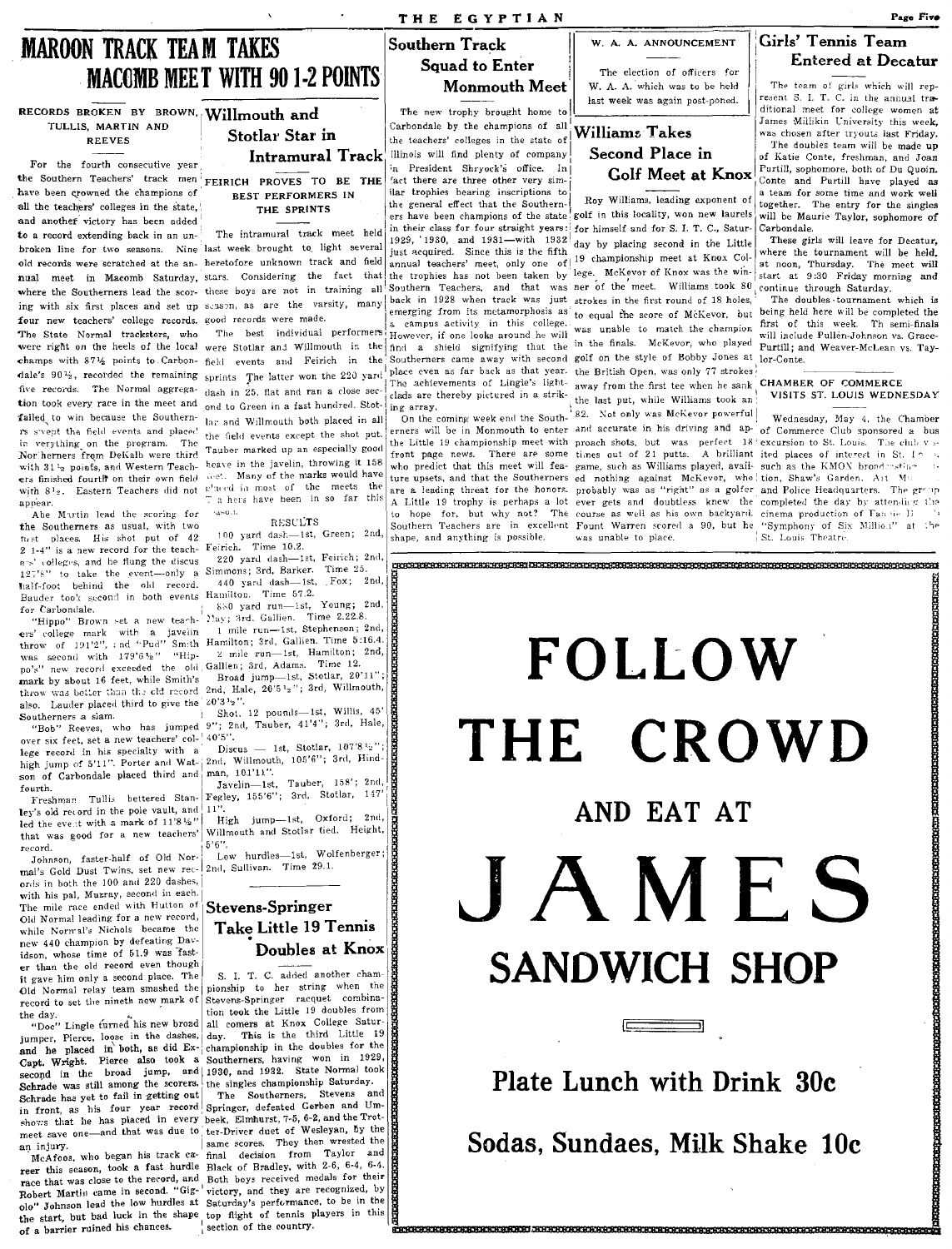# MAROON TRACK TEAM TAKES MACOMB MEET WITH 90 1-2 POINTS

### RECORDS BROKEN BY BROWN, TULLIS, MARTIN AND REEVES

For the fourth consecutive year the Southern Teachers' track men have been crowned the champions of all the teachers' colleges in the state, and another victory has been added to a record extending back in an unbroken line for two seasons. Nine old records were scratched at the annual meet in Macomb Saturday, where the Southerners lead the scoring with six first places and set up four new teachers' college records. The State Normal tracksters, who were right on the heels of the local champs with 87½ points to Carbondale's 90½, recorded the remaining five records. The Normal aggregation took every race in the meet and failed to win because the Southerners swept the field events and placed in everything on the program. The Northerners from DeKalb were third with 31½ points, and Western Teachers finished fourth on their own field with 8½. Eastern Teachers did not appear.

Abe Martin lead the scoring for the Southerners as usual, with two first places. His shot put of 42 2 1-4" is a new record for the teachers' colleges, and he flung the discus 127'8" to take the event—only a half-foot behind the old record. Bauder took second in both events for Carbondale.

"Hippo" Brown set a new teachers' college mark with a javelin throw of 191'2", and "Pud" Smith was second with 179'6½". "Hippo's" new record exceeded the old mark by about 16 feet, while Smith's throw was better than the old record also. Lauder placed third to give the Southerners a slam.

"Bob" Reeves, who has jumped over six feet, set a new teachers' college record in his specialty with a high jump of 5'11". Porter and Watson of Carbondale placed third and fourth.

Freshman Tullis bettered Stanley's old record in the pole vault, and led the event with a mark of 11'8½" that was good for a new teachers' record.

Johnson, faster-half of Old Normal's Gold Dust Twins, set new records in both the 100 and 220 dashes, with his pal, Murray, second in each. The mile race ended with Hutton of Old Normal leading for a new record, while Normal's Nichols became the new 440 champion by defeating Davidson, whose time of 51.9 was faster than the old record even though it gave him only a second place. The Old Normal relay team smashed the record to set the nineth new mark of the day.

"Doc" Lingle turned his new broad jumper, Pierce, loose in the dashes, and he placed in both, as did Ex-Capt. Wright. Pierce also took a second in the broad jump, and Schrade was still among the scorers. Schrade has yet to fail in getting out in front, as his four year record shows that he has placed in every meet save one—and that was due to an injury.

McAfoos, who began his track career this season, took a fast hurdle race that was close to the record, and Robert Martin came in second. "Gigolo" Johnson lead the low hurdles at the start, but bad luck in the shape of a barrier ruined his chances.

## Willmouth and Stotlar Star in Intramural Track

### FEIRICH PROVES TO BE THE BEST PERFORMERS IN THE SPRINTS

The intramural track meet held last week brought to light several heretofore unknown track and field stars. Considering the fact that these boys are not in training all season, as are the varsity, many good records were made.

The best individual performers were Stotlar and Willmouth in the field events and Feirich in the sprints. The latter won the 220 yard dash in 25. flat and ran a close second to Green in a fast hundred. Stotlar and Willmouth both placed in all the field events except the shot put. Tauber marked up an especially good heave in the javelin, throwing it 158 feet. Many of the marks would have placed in most of the meets the Maroons have been in so far this season.

RESULTS

100 yard dash—1st, Green; 2nd, Feirich. Time 10.2.

220 yard dash—1st, Feirich; 2nd, Simmons; 3rd, Barker. Time 25.

440 yard dash—1st, Fox; 2nd, Hamilton. Time 57.2.

880 yard run—1st, Young; 2nd, May; 3rd, Gallien. Time 2.22.8.

1 mile run—1st, Stephenson; 2nd, Hamilton; 3rd, Gallien. Time 5:16.4.

2 mile run—1st, Hamilton; 2nd, Gallien; 3rd, Adams. Time 12.

Broad jump—1st, Stotlar, 20'11"; 2nd, Hale, 20'5½"; 3rd, Willmouth, 20'3½".

Shot, 12 pounds—1st, Willis, 45' 9"; 2nd, Tauber, 41'4"; 3rd, Hale, 40'5".

Discus — 1st, Stotlar, 107'8½"; 2nd, Willmouth, 105'6"; 3rd, Hindman, 101'11".

Javelin—1st, Tauber, 158'; 2nd, Fegley, 155'6"; 3rd, Stotlar, 147' 11".

High jump—1st, Oxford; 2nd, Willmouth and Stotlar tied. Height, 5'6".

Low hurdles—1st, Wolfenberger; 2nd, Sullivan. Time 29.1.

## Stevens-Springer Take Little 19 Tennis Doubles at Knox

S. I. T. C. added another championship to her string when the Stevens-Springer racquet combination took the Little 19 doubles from all comers at Knox College Saturday. This is the third Little 19 championship in the doubles for the Southerners, having won in 1929, 1930, and 1932. State Normal took the singles championship Saturday.

The Southerners, Stevens and Springer, defeated Gerben and Umbeek, Elmhurst, 7-5, 6-2, and the Tretter-Driver duet of Wesleyan, by the same scores. They then wrested the final decision from Taylor and Black of Bradley, with 2-6, 6-4, 6-4. Both boys received medals for their victory, and they are recognized, by Saturday's performance, to be in the top flight of tennis players in this section of the country.

## Southern Track Squad to Enter Monmouth Meet

The new trophy brought home to Carbondale by the champions of all the teachers' colleges in the state of Illinois will find plenty of company in President Shryock's office. In fact there are three other very similar trophies bearing inscriptions to the general effect that the Southerners have been champions of the state in their class for four straight years: 1929, 1930, and 1931—with 1932 just acquired. Since this is the fifth annual teachers' meet, only one of the trophies has not been taken by Southern Teachers, and that was back in 1928 when track was just emerging from its metamorphosis as a campus activity in this college. However, if one looks around he will find a shield signifying that the Southerners came away with second place even as far back as that year. The achievements of Lingle's lightclads are thereby pictured in a striking array.

On the coming week end the Southerners will be in Monmouth to enter the Little 19 championship meet with front page news. There are some who predict that this meet will feature upsets, and that the Southerners are a leading threat for the honors. A Little 19 trophy is perhaps a lot to hope for, but why not? The Southern Teachers are in excellent shape, and anything is possible.

## W. A. A. ANNOUNCEMENT

The election of officers for W. A. A. which was to be held last week was again post-poned.

## Williams Takes Second Place in Golf Meet at Knox

Roy Williams, leading exponent of golf in this locality, won new laurels for himself and for S. I. T. C., Saturday by placing second in the Little 19 championship meet at Knox College. McKevor of Knox was the winner of the meet. Williams took 80 strokes in the first round of 18 holes, to equal the score of McKevor, but was unable to match the champion in the finals. McKevor, who played golf on the style of Bobby Jones at the British Open, was only 77 strokes away from the first tee when he sank the last put, while Williams took an 82. Not only was McKevor powerful and accurate in his driving and approach shots, but was perfect 18 times out of 21 putts. A brilliant game, such as Williams played, availed nothing against McKevor, who probably was as "right" as a golfer ever gets and doubtless knew the course as well as his own backyard. Fount Warren scored a 90, but he was unable to place.

## Girls' Tennis Team Entered at Decatur

The team of girls which will represent S. I. T. C. in the annual traditional meet for college women at James Millikin University this week, was chosen after tryouts last Friday. The doubles team will be made up of Katie Conte, freshman, and Joan Purtill, sophomore, both of Du Quoin. Conte and Purtill have played as a team for some time and work well together. The entry for the singles will be Maurie Taylor, sophomore of Carbondale.

These girls will leave for Decatur, where the tournament will be held, at noon, Thursday. The meet will start at 9:30 Friday morning and continue through Saturday.

The doubles tournament which is being held here will be completed the first of this week. The semi-finals will include Pullen-Johnson vs. Grace-Purtill; and Weaver-McLean vs. Taylor-Conte.

### CHAMBER OF COMMERCE VISITS ST. LOUIS WEDNESDAY

Wednesday, May 4, the Chamber of Commerce Club sponsored a bus excursion to St. Louis. The club visited places of interest in St. Louis, such as the KMOX broadcasting station, Shaw's Garden, Art Museum and Police Headquarters. The group completed the day by attending the cinema production of Fannie Hurst's "Symphony of Six Million" at the St. Louis Theatre.

---

# FOLLOW THE CROWD

## AND EAT AT

# JAMES SANDWICH SHOP

## Plate Lunch with Drink 30c

## Sodas, Sundaes, Milk Shake 10c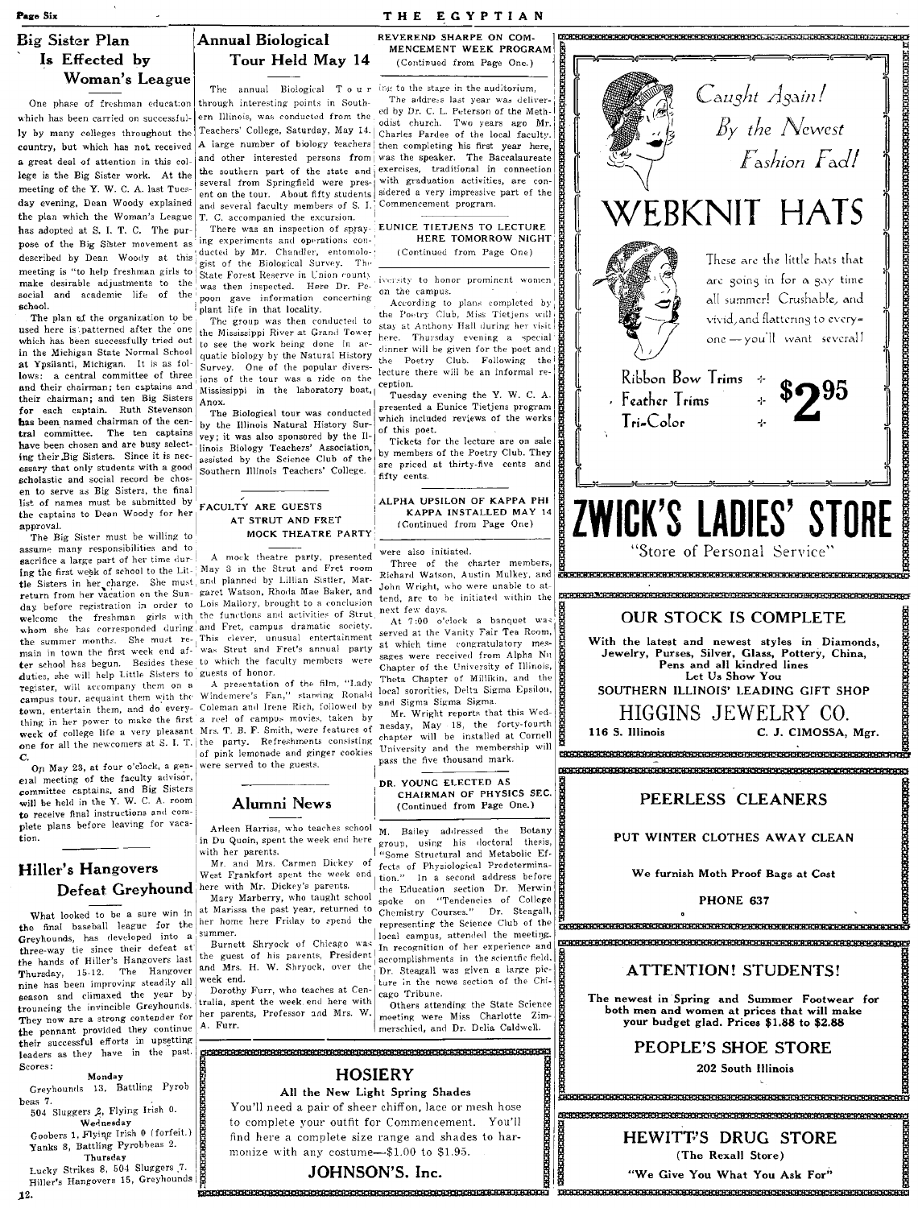## Big Sister Plan Is Effected by Woman's League

One phase of freshman education which has been carried on successfully by many colleges throughout the country, but which has not received a great deal of attention in this college is the Big Sister work. At the meeting of the Y. W. C. A. last Tuesday evening, Dean Woody explained the plan which the Woman's League has adopted at S. I. T. C. The purpose of the Big Sister movement as described by Dean Woody at this meeting is "to help freshman girls to make desirable adjustments to the social and academic life of the school.

The plan of the organization to be used here is patterned after the one which has been successfully tried out in the Michigan State Normal School at Ypsilanti, Michigan. It is as follows: a central committee of three and their chairman; ten captains and their chairman; and ten Big Sisters for each captain. Ruth Stevenson has been named chairman of the central committee. The ten captains have been chosen and are busy selecting their Big Sisters. Since it is necessary that only students with a good scholastic and social record be chosen to serve as Big Sisters, the final list of names must be submitted by the captains to Dean Woody for her approval.

The Big Sister must be willing to assume many responsibilities and to sacrifice a large part of her time during the first week of school to the Little Sisters in her charge. She must return from her vacation on the Sunday before registration in order to welcome the freshman girls with whom she has corresponded during the summer months. She must remain in town the first week end after school has begun. Besides these duties, she will help Little Sisters to register, will accompany them on a campus tour, acquaint them with the town, entertain them, and do everything in her power to make the first week of college life a very pleasant one for all the newcomers at S. I. T. C.

On May 23, at four o'clock, a general meeting of the faculty advisor, committee captains, and Big Sisters will be held in the Y. W. C. A. room to receive final instructions and complete plans before leaving for vacation.

## Hiller's Hangovers Defeat Greyhound

What looked to be a sure win in the final baseball league for the Greyhounds, has developed into a three-way tie since their defeat at the hands of Hiller's Hangovers last Thursday, 15-12. The Hangover nine has been improving steadily all season and climaxed the year by trouncing the invincible Greyhounds. They now are a strong contender for the pennant provided they continue their successful efforts in upsetting leaders as they have in the past.

Scores:

**Monday**

Greyhounds 13, Battling Pyrobeas 7.
504 Sluggers 2, Flying Irish 0.

**Wednesday**

Goobers 1, Flying Irish 0 (forfeit.)
Yanks 8, Battling Pyrobbeas 2.

**Thursday**

Lucky Strikes 8, 504 Sluggers 7.
Hiller's Hangovers 15, Greyhounds 12.

## Annual Biological Tour Held May 14

The annual Biological Tour through interesting points in Southern Illinois, was conducted from the Teachers' College, Saturday, May 14. A large number of biology teachers and other interested persons from the southern part of the state and several from Springfield were present on the tour. About fifty students and several faculty members of S. I. T. C. accompanied the excursion.

There was an inspection of spraying experiments and operations conducted by Mr. Chandler, entomologist of the Biological Survey. The State Forest Reserve in Union county was then inspected. Here Dr. Pepoon gave information concerning plant life in that locality.

The group was then conducted to the Mississippi River at Grand Tower to see the work being done in aquatic biology by the Natural History Survey. One of the popular diversions of the tour was a ride on the Mississippi in the laboratory boat, Anox.

The Biological tour was conducted by the Illinois Natural History Survey; it was also sponsored by the Illinois Biology Teachers' Association, assisted by the Science Club of the Southern Illinois Teachers' College.

### FACULTY ARE GUESTS AT STRUT AND FRET MOCK THEATRE PARTY

A mock theatre party, presented May 3 in the Strut and Fret room and planned by Lillian Sistler, Margaret Watson, Rhoda Mae Baker, and Lois Mallory, brought to a conclusion the functions and activities of Strut and Fret, campus dramatic society. This clever, unusual entertainment was Strut and Fret's annual party to which the faculty members were guests of honor.

A presentation of the film, "Lady Windemere's Fan," starring Ronald Coleman and Irene Rich, followed by a reel of campus movies, taken by Mrs. T. B. F. Smith, were features of the party. Refreshments consisting of pink lemonade and ginger cookies were served to the guests.

## Alumni News

Arleen Harriss, who teaches school in Du Quoin, spent the week end here with her parents.

Mr. and Mrs. Carmen Dickey of West Frankfort spent the week end here with Mr. Dickey's parents.

Mary Marberry, who taught school at Marissa the past year, returned to her home here Friday to spend the summer.

Burnett Shryock of Chicago was the guest of his parents, President and Mrs. H. W. Shryock, over the week end.

Dorothy Furr, who teaches at Centralia, spent the week end here with her parents, Professor and Mrs. W. A. Furr.

### REVEREND SHARPE ON COMMENCEMENT WEEK PROGRAM
(Continued from Page One.)

ing to the stage in the auditorium.

The address last year was delivered by Dr. C. L. Peterson of the Methodist church. Two years ago Mr. Charles Pardee of the local faculty, then completing his first year here, was the speaker. The Baccalaureate exercises, traditional in connection with graduation activities, are considered a very impressive part of the Commencement program.

### EUNICE TIETJENS TO LECTURE HERE TOMORROW NIGHT
(Continued from Page One)

iversity to honor prominent women on the campus.

According to plans completed by the Poetry Club, Miss Tietjens will stay at Anthony Hall during her visit here. Thursday evening a special dinner will be given for the poet and the Poetry Club. Following the lecture there will be an informal reception.

Tuesday evening the Y. W. C. A. presented a Eunice Tietjens program which included reviews of the works of this poet.

Tickets for the lecture are on sale by members of the Poetry Club. They are priced at thirty-five cents and fifty cents.

### ALPHA UPSILON OF KAPPA PHI KAPPA INSTALLED MAY 14
(Continued from Page One)

were also initiated.

Three of the charter members, Richard Watson, Austin Mulkey, and John Wright, who were unable to attend, are to be initiated within the next few days.

At 7:00 o'clock a banquet was served at the Vanity Fair Tea Room, at which time congratulatory messages were received from Alpha Nu Chapter of the University of Illinois, Theta Chapter of Millikin, and the local sororities, Delta Sigma Epsilon, and Sigma Sigma Sigma.

Mr. Wright reports that this Wednesday, May 18, the forty-fourth chapter will be installed at Cornell University and the membership will pass the five thousand mark.

### DR. YOUNG ELECTED AS CHAIRMAN OF PHYSICS SEC.
(Continued from Page One.)

M. Bailey addressed the Botany group, using his doctoral thesis, "Some Structural and Metabolic Effects of Physiological Predetermination." In a second address before the Education section Dr. Merwin spoke on "Tendencies of College Chemistry Courses." Dr. Steagall, representing the Science Club of the local campus, attended the meeting. In recognition of her experience and accomplishments in the scientific field, Dr. Steagall was given a large picture in the news section of the Chicago Tribune.

Others attending the State Science meeting were Miss Charlotte Zimmerschied, and Dr. Delia Caldwell.

---

**HOSIERY**

**All the New Light Spring Shades**

You'll need a pair of sheer chiffon, lace or mesh hose to complete your outfit for Commencement. You'll find here a complete size range and shades to harmonize with any costume—$1.00 to $1.95.

**JOHNSON'S. Inc.**

---

*Caught Again! By the Newest Fashion Fad!*

**WEBKNIT HATS**

These are the little hats that are going in for a gay time all summer! Crushable, and vivid, and flattering to everyone—you'll want several!

Ribbon Bow Trims
Feather Trims
Tri-Color

**$2.95**

**ZWICK'S LADIES' STORE**

"Store of Personal Service"

---

**OUR STOCK IS COMPLETE**

With the latest and newest styles in Diamonds, Jewelry, Purses, Silver, Glass, Pottery, China, Pens and all kindred lines
Let Us Show You

SOUTHERN ILLINOIS' LEADING GIFT SHOP

**HIGGINS JEWELRY CO.**

116 S. Illinois — C. J. CIMOSSA, Mgr.

---

**PEERLESS CLEANERS**

PUT WINTER CLOTHES AWAY CLEAN

We furnish Moth Proof Bags at Cost

PHONE 637

---

**ATTENTION! STUDENTS!**

The newest in Spring and Summer Footwear for both men and women at prices that will make your budget glad. Prices $1.88 to $2.88

**PEOPLE'S SHOE STORE**

202 South Illinois

---

**HEWITT'S DRUG STORE**

(The Rexall Store)

"We Give You What You Ask For"